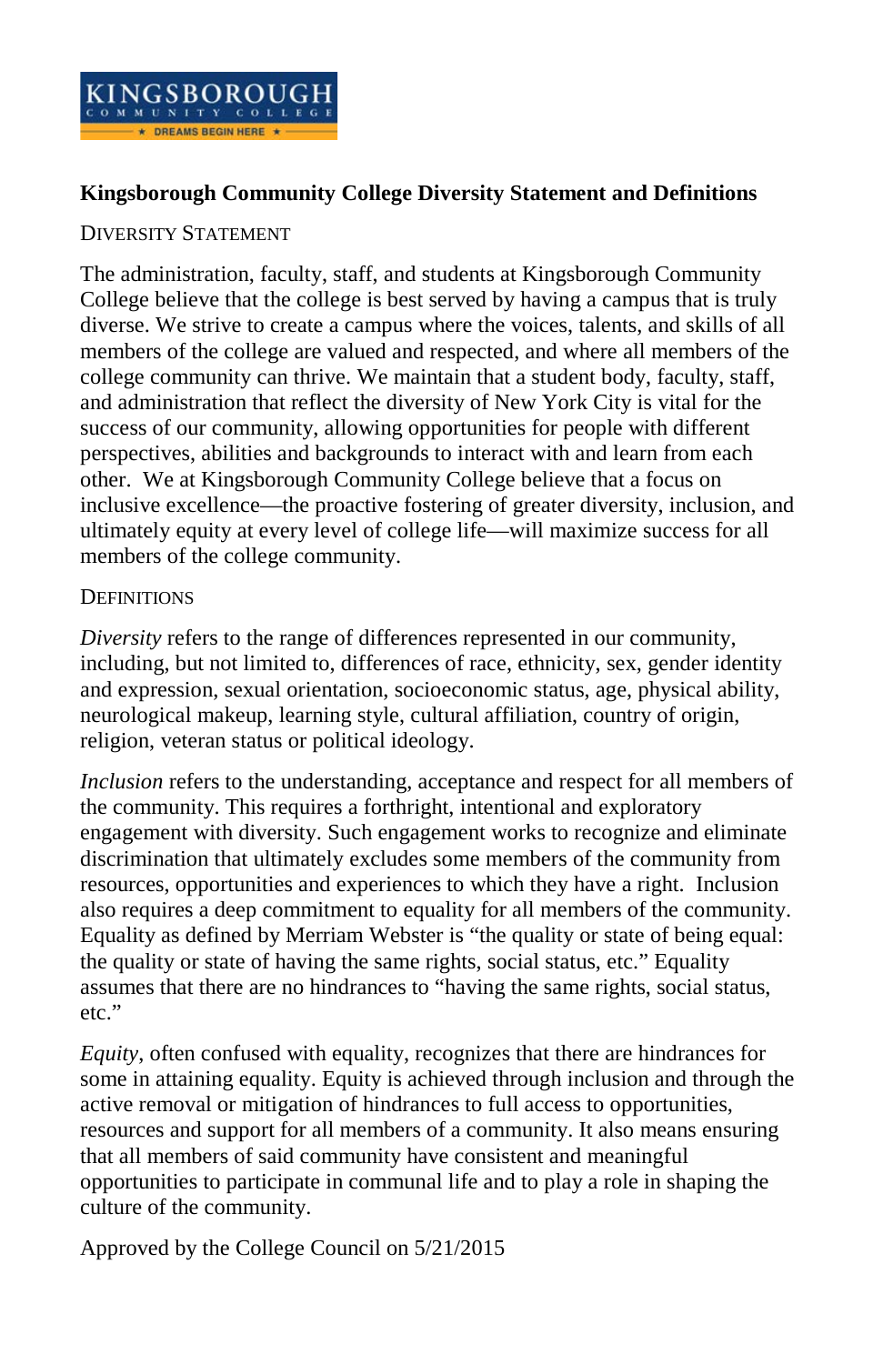# Kingsborough Community College Diversity Statement and Definitions

## DIVERSITY STATEMENT

The administration, faculty, staff, and students at Kingsborough Community College believe that the college is best served by having a campus that is truly diverse. We strive to create a campus where the voices, talents, and skills of all members of the college are valued and respected, and where all members of the college community can thrive. We maintain that a student body, faculty, staff, and administration that reflect the diversity of New York City is vital for the success of our community, allowing opportunities for people with different perspectives, abilities and backgrounds to interact with and learn from each other. We at Kingsborough Community College believe that a focus on inclusive excellence—the proactive fostering of greater diversity, inclusion, and ultimately equity at every level of college life—will maximize success for all members of the college community.

## DEFINITIONS

*Diversity* refers to the range of differences represented in our community, including, but not limited to, differences of race, ethnicity, sex, gender identity and expression, sexual orientation, socioeconomic status, age, physical ability, neurological makeup, learning style, cultural affiliation, country of origin, religion, veteran status or political ideology.

*Inclusion* refers to the understanding, acceptance and respect for all members of the community. This requires a forthright, intentional and exploratory engagement with diversity. Such engagement works to recognize and eliminate discrimination that ultimately excludes some members of the community from resources, opportunities and experiences to which they have a right. Inclusion also requires a deep commitment to equality for all members of the community. Equality as defined by Merriam Webster is "the quality or state of being equal: the quality or state of having the same rights, social status, etc." Equality assumes that there are no hindrances to "having the same rights, social status, etc."

*Equity*, often confused with equality, recognizes that there are hindrances for some in attaining equality. Equity is achieved through inclusion and through the active removal or mitigation of hindrances to full access to opportunities, resources and support for all members of a community. It also means ensuring that all members of said community have consistent and meaningful opportunities to participate in communal life and to play a role in shaping the culture of the community.

Approved by the College Council on 5/21/2015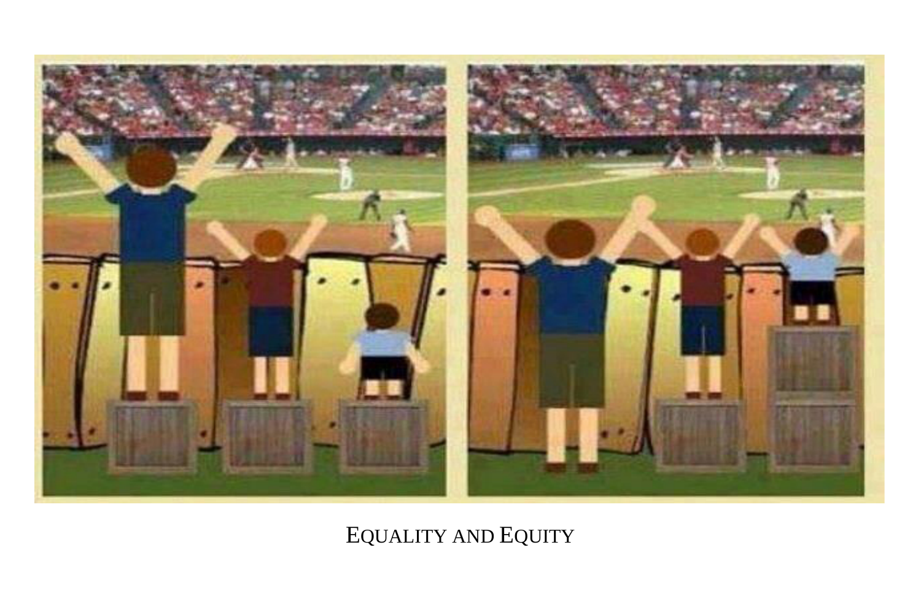EQUALITY AND EQUITY